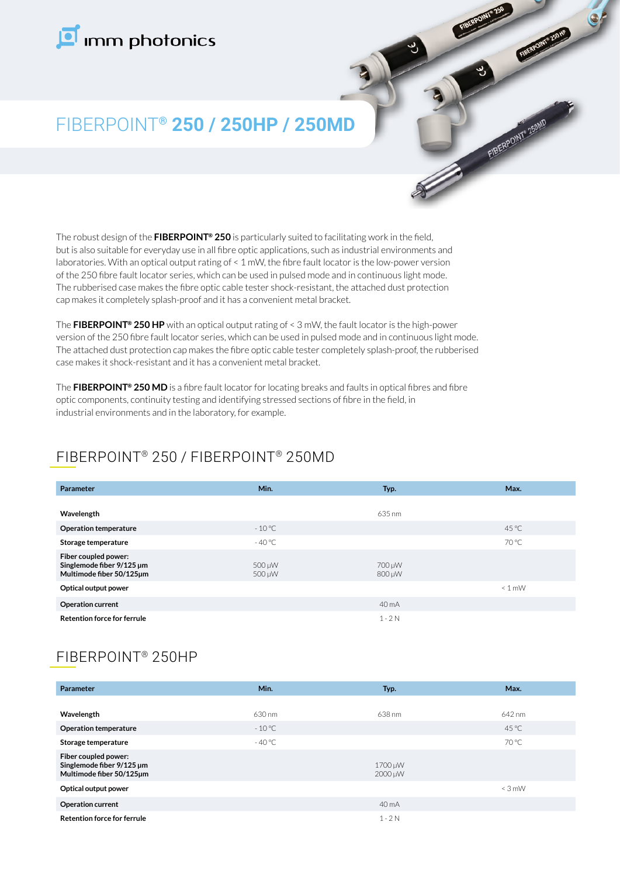imm photonics

# FIBERPOINT® 250 / 250HP / 250MD

The robust design of the **FIBERPOINT® 250** is particularly suited to facilitating work in the field, but is also suitable for everyday use in all fibre optic applications, such as industrial environments and laboratories. With an optical output rating of < 1 mW, the fibre fault locator is the low-power version of the 250 fibre fault locator series, which can be used in pulsed mode and in continuous light mode. The rubberised case makes the fibre optic cable tester shock-resistant, the attached dust protection cap makes it completely splash-proof and it has a convenient metal bracket.

The **FIBERPOINT® 250 HP** with an optical output rating of < 3 mW, the fault locator is the high-power version of the 250 fibre fault locator series, which can be used in pulsed mode and in continuous light mode. The attached dust protection cap makes the fibre optic cable tester completely splash-proof, the rubberised case makes it shock-resistant and it has a convenient metal bracket.

The **FIBERPOINT® 250 MD** is a fibre fault locator for locating breaks and faults in optical fibres and fibre optic components, continuity testing and identifying stressed sections of fibre in the field, in industrial environments and in the laboratory, for example.

## FIBERPOINT® 250 / FIBERPOINT® 250MD

| Parameter | Min. | Typ. | Max. |
|---|---|---|---|
| **Wavelength** | | 635 nm | |
| **Operation temperature** | - 10 °C | | 45 °C |
| **Storage temperature** | - 40 °C | | 70 °C |
| **Fiber coupled power:**<br>**Singlemode fiber 9/125 µm**<br>**Multimode fiber 50/125µm** | <br>500 µW<br>500 µW | <br>700 µW<br>800 µW | |
| **Optical output power** | | | < 1 mW |
| **Operation current** | | 40 mA | |
| **Retention force for ferrule** | | 1 - 2 N | |

## FIBERPOINT® 250HP

| Parameter | Min. | Typ. | Max. |
|---|---|---|---|
| **Wavelength** | 630 nm | 638 nm | 642 nm |
| **Operation temperature** | - 10 °C | | 45 °C |
| **Storage temperature** | - 40 °C | | 70 °C |
| **Fiber coupled power:**<br>**Singlemode fiber 9/125 µm**<br>**Multimode fiber 50/125µm** | | <br>1700 µW<br>2000 µW | |
| **Optical output power** | | | < 3 mW |
| **Operation current** | | 40 mA | |
| **Retention force for ferrule** | | 1 - 2 N | |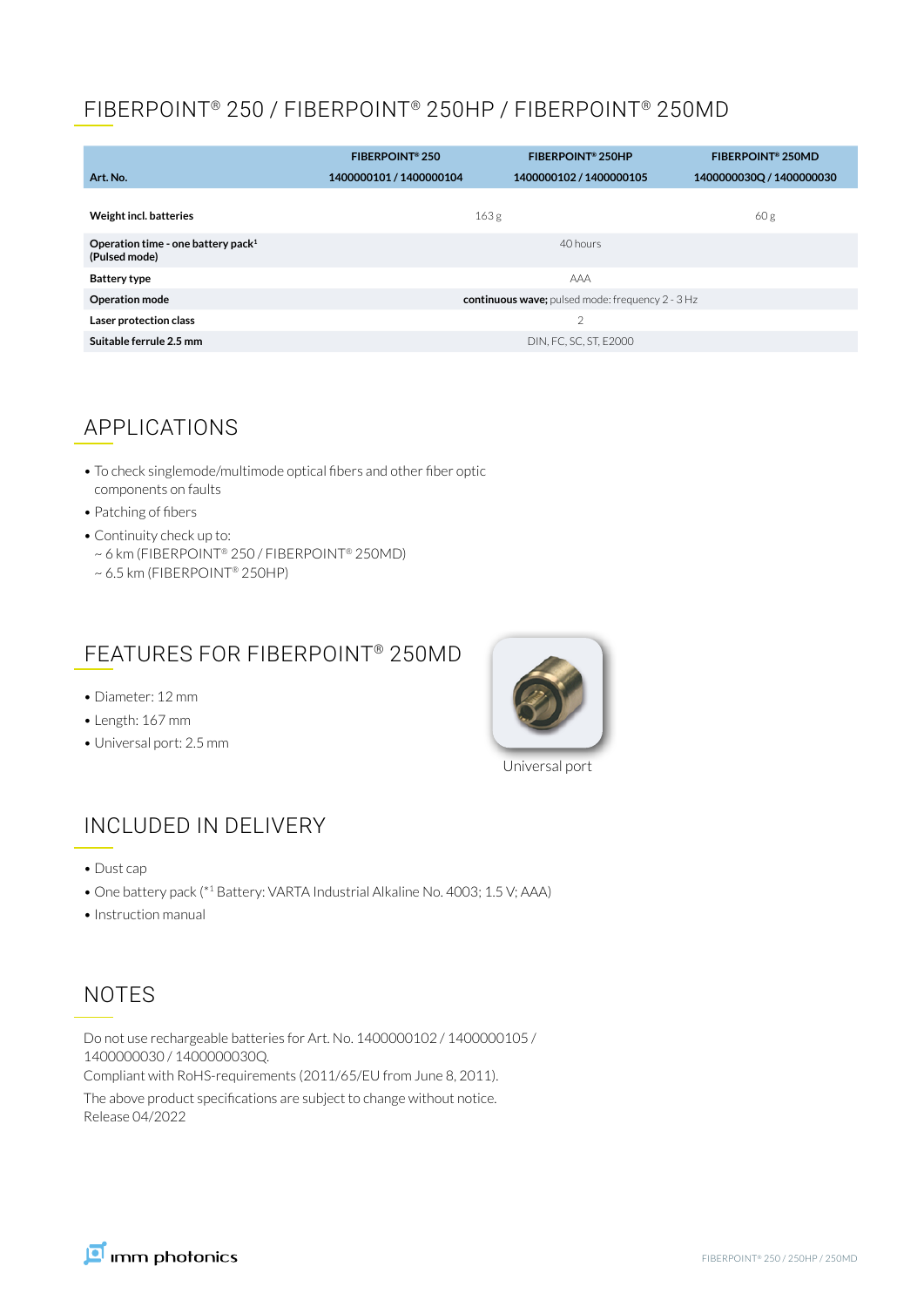# FIBERPOINT® 250 / FIBERPOINT® 250HP / FIBERPOINT® 250MD

| Art. No. | FIBERPOINT® 250<br>1400000101 / 1400000104 | FIBERPOINT® 250HP<br>1400000102 / 1400000105 | FIBERPOINT® 250MD<br>140000030Q / 1400000030 |
|---|---|---|---|
| **Weight incl. batteries** | 163 g | | 60 g |
| **Operation time - one battery pack[1] (Pulsed mode)** | | 40 hours | |
| **Battery type** | | AAA | |
| **Operation mode** | | **continuous wave;** pulsed mode: frequency 2 - 3 Hz | |
| **Laser protection class** | | 2 | |
| **Suitable ferrule 2.5 mm** | | DIN, FC, SC, ST, E2000 | |

## APPLICATIONS

- To check singlemode/multimode optical fibers and other fiber optic components on faults
- Patching of fibers
- Continuity check up to:
  ~ 6 km (FIBERPOINT® 250 / FIBERPOINT® 250MD)
  ~ 6.5 km (FIBERPOINT® 250HP)

## FEATURES FOR FIBERPOINT® 250MD

- Diameter: 12 mm
- Length: 167 mm
- Universal port: 2.5 mm

Universal port

## INCLUDED IN DELIVERY

- Dust cap
- One battery pack (*[1] Battery: VARTA Industrial Alkaline No. 4003; 1.5 V; AAA)
- Instruction manual

## NOTES

Do not use rechargeable batteries for Art. No. 1400000102 / 1400000105 / 1400000030 / 140000030Q.
Compliant with RoHS-requirements (2011/65/EU from June 8, 2011).

The above product specifications are subject to change without notice.
Release 04/2022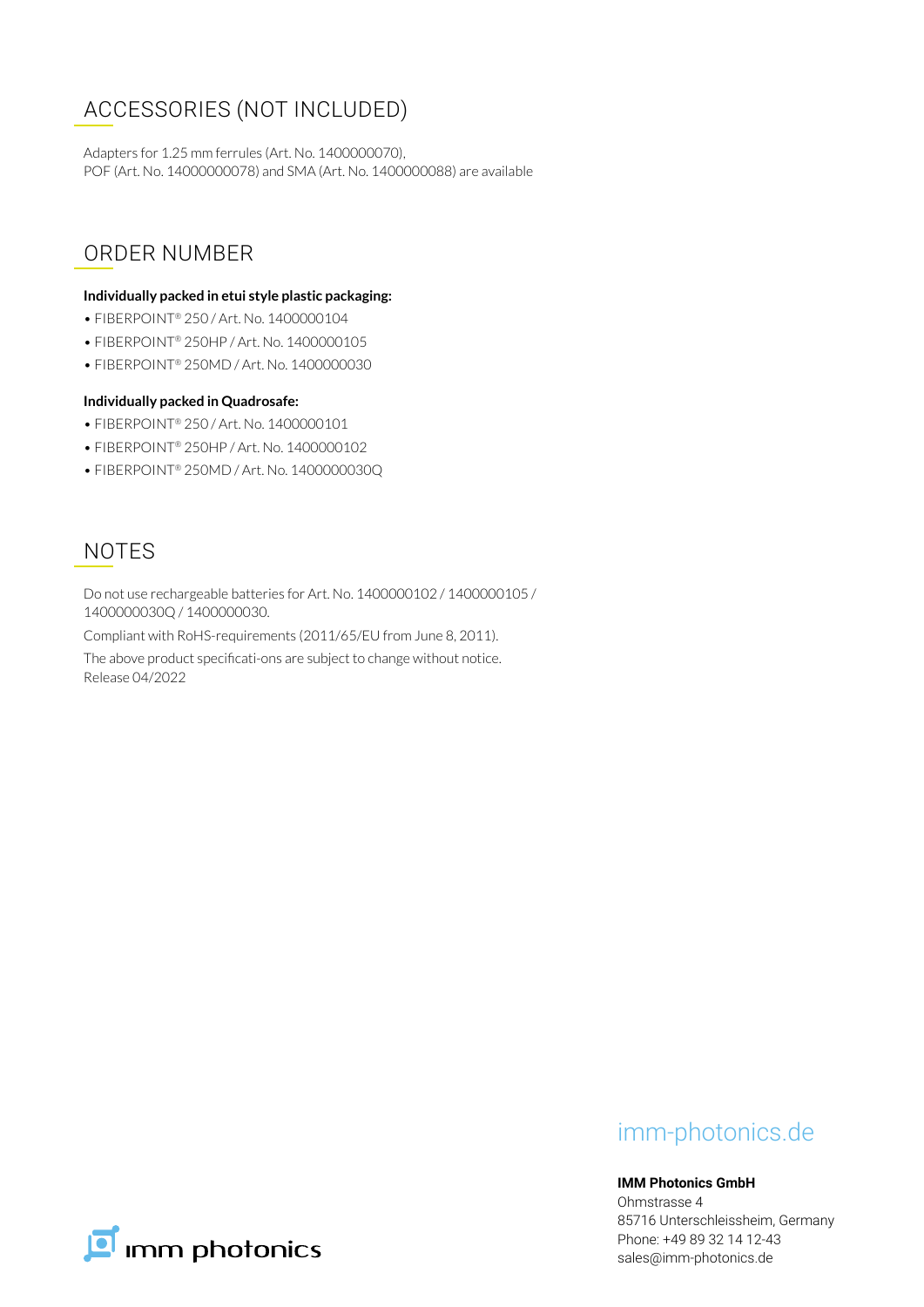## ACCESSORIES (NOT INCLUDED)

Adapters for 1.25 mm ferrules (Art. No. 1400000070),
POF (Art. No. 14000000078) and SMA (Art. No. 1400000088) are available

## ORDER NUMBER

**Individually packed in etui style plastic packaging:**

- FIBERPOINT® 250 / Art. No. 1400000104
- FIBERPOINT® 250HP / Art. No. 1400000105
- FIBERPOINT® 250MD / Art. No. 1400000030

**Individually packed in Quadrosafe:**

- FIBERPOINT® 250 / Art. No. 1400000101
- FIBERPOINT® 250HP / Art. No. 1400000102
- FIBERPOINT® 250MD / Art. No. 1400000030Q

## NOTES

Do not use rechargeable batteries for Art. No. 1400000102 / 1400000105 / 1400000030Q / 1400000030.

Compliant with RoHS-requirements (2011/65/EU from June 8, 2011).

The above product specificati-ons are subject to change without notice.
Release 04/2022

imm-photonics.de

**IMM Photonics GmbH**
Ohmstrasse 4
85716 Unterschleissheim, Germany
Phone: +49 89 32 14 12-43
sales@imm-photonics.de

imm photonics